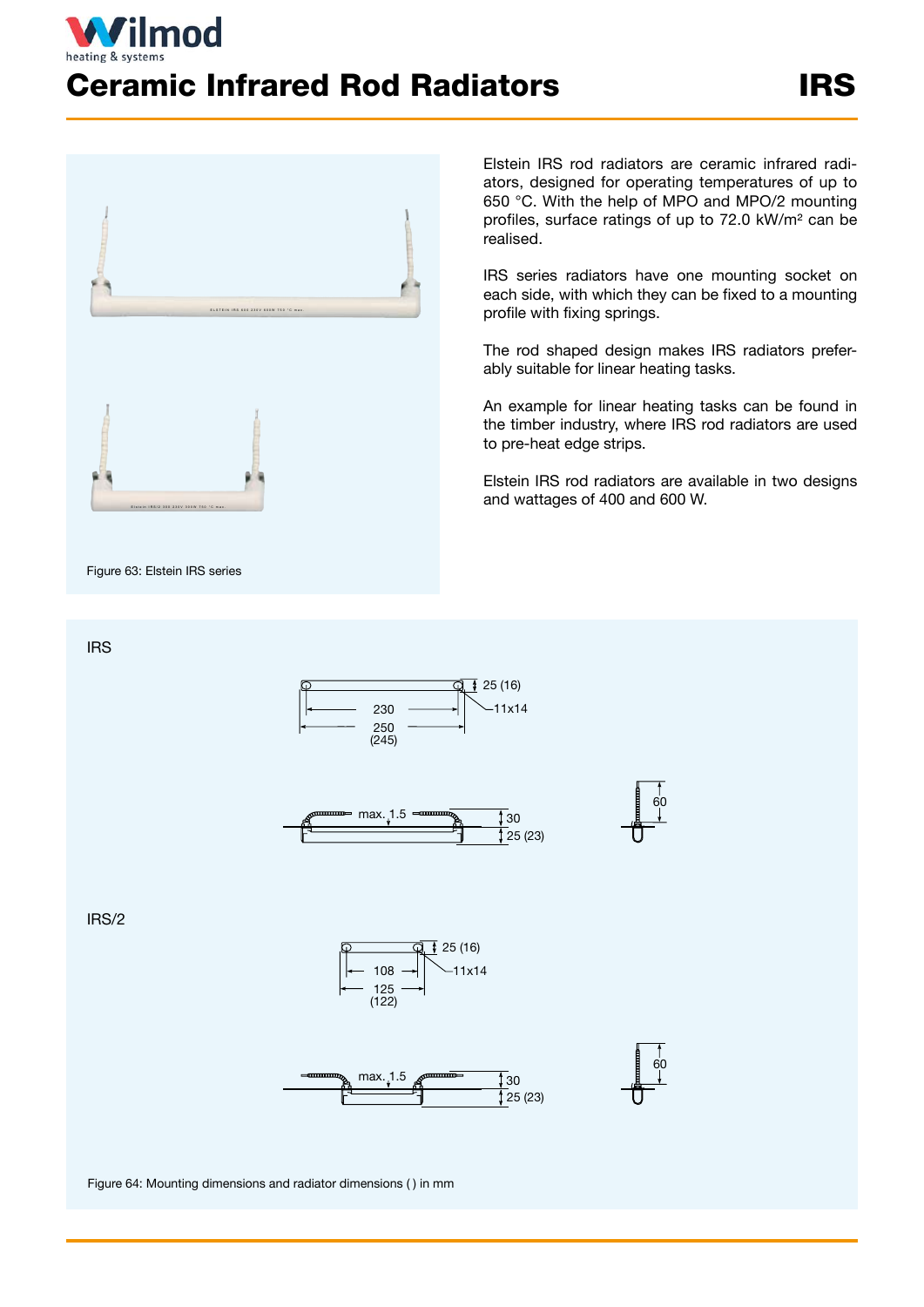# Ceramic Infrared Rod Radiators

# IRS

Figure 63: Elstein IRS series

Elstein IRS rod radiators are ceramic infrared radiators, designed for operating temperatures of up to 650 °C. With the help of MPO and MPO/2 mounting profiles, surface ratings of up to 72.0 kW/m² can be realised.

IRS series radiators have one mounting socket on each side, with which they can be fixed to a mounting profile with fixing springs.

The rod shaped design makes IRS radiators preferably suitable for linear heating tasks.

An example for linear heating tasks can be found in the timber industry, where IRS rod radiators are used to pre-heat edge strips.

Elstein IRS rod radiators are available in two designs and wattages of 400 and 600 W.

IRS

230
250
(245)
25 (16)
11x14
max. 1.5
30
25 (23)
60

IRS/2

108
125
(122)
25 (16)
11x14
max. 1.5
30
25 (23)
60

Figure 64: Mounting dimensions and radiator dimensions ( ) in mm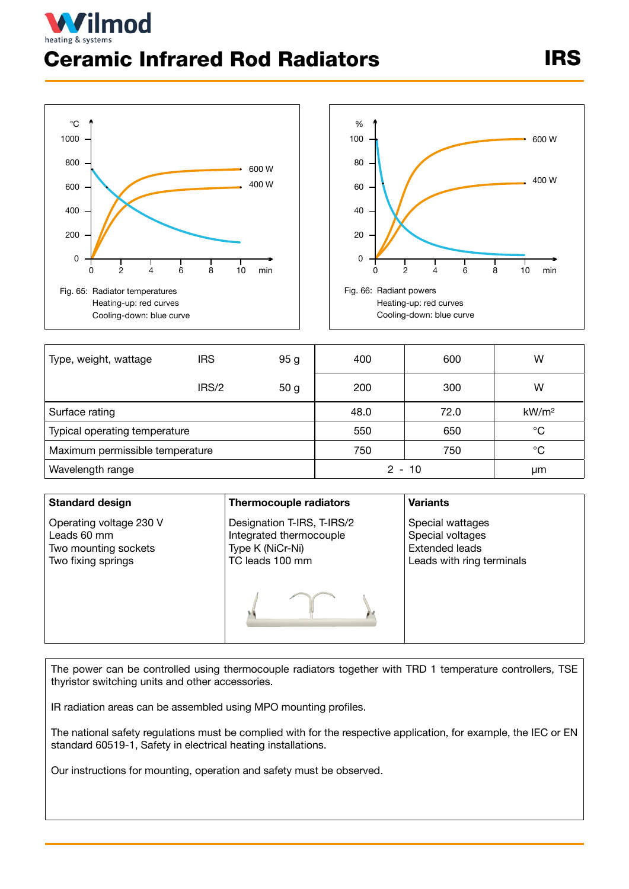# Ceramic Infrared Rod Radiators

**IRS**

°C
1000
800
600
400
200
0
0 2 4 6 8 10 min
600 W
400 W

Fig. 65: Radiator temperatures
Heating-up: red curves
Cooling-down: blue curve

%
100
80
60
40
20
0
0 2 4 6 8 10 min
600 W
400 W

Fig. 66: Radiant powers
Heating-up: red curves
Cooling-down: blue curve

| | | | | | |
|---|---|---|---|---|---|
| Type, weight, wattage | IRS | 95 g | 400 | 600 | W |
| | IRS/2 | 50 g | 200 | 300 | W |
| Surface rating | | | 48.0 | 72.0 | kW/m² |
| Typical operating temperature | | | 550 | 650 | °C |
| Maximum permissible temperature | | | 750 | 750 | °C |
| Wavelength range | | | 2 - 10 | | µm |

| Standard design | Thermocouple radiators | Variants |
|---|---|---|
| Operating voltage 230 V<br>Leads 60 mm<br>Two mounting sockets<br>Two fixing springs | Designation T-IRS, T-IRS/2<br>Integrated thermocouple<br>Type K (NiCr-Ni)<br>TC leads 100 mm | Special wattages<br>Special voltages<br>Extended leads<br>Leads with ring terminals |

The power can be controlled using thermocouple radiators together with TRD 1 temperature controllers, TSE thyristor switching units and other accessories.

IR radiation areas can be assembled using MPO mounting profiles.

The national safety regulations must be complied with for the respective application, for example, the IEC or EN standard 60519-1, Safety in electrical heating installations.

Our instructions for mounting, operation and safety must be observed.